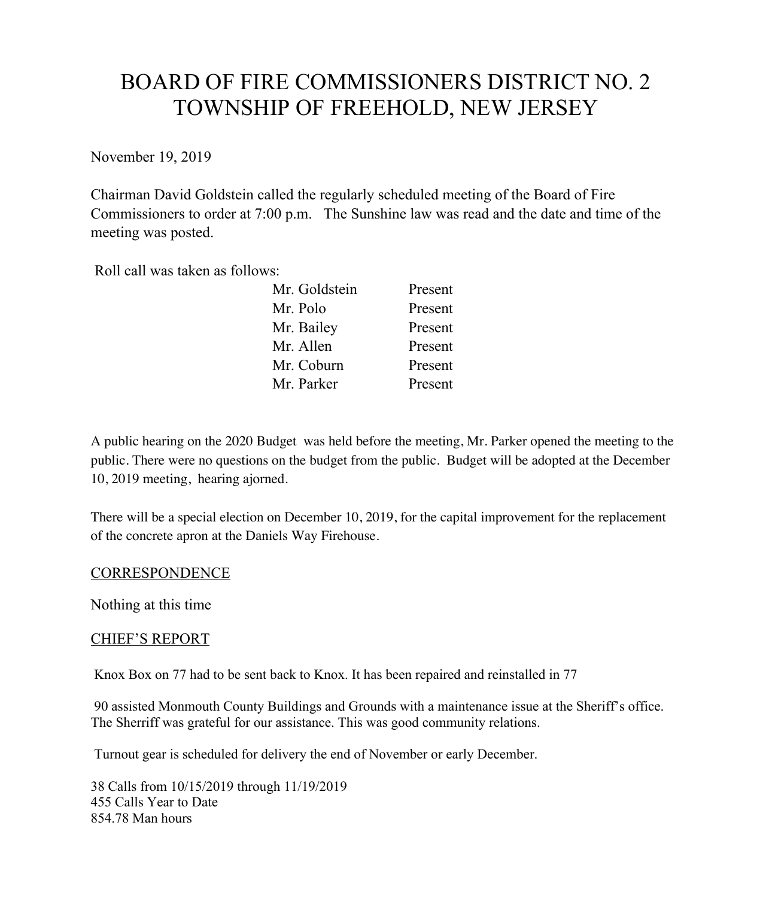# BOARD OF FIRE COMMISSIONERS DISTRICT NO. 2
# TOWNSHIP OF FREEHOLD, NEW JERSEY

November 19, 2019

Chairman David Goldstein called the regularly scheduled meeting of the Board of Fire Commissioners to order at 7:00 p.m. The Sunshine law was read and the date and time of the meeting was posted.

Roll call was taken as follows:

| | |
|---|---|
| Mr. Goldstein | Present |
| Mr. Polo | Present |
| Mr. Bailey | Present |
| Mr. Allen | Present |
| Mr. Coburn | Present |
| Mr. Parker | Present |

A public hearing on the 2020 Budget was held before the meeting, Mr. Parker opened the meeting to the public. There were no questions on the budget from the public. Budget will be adopted at the December 10, 2019 meeting, hearing ajorned.

There will be a special election on December 10, 2019, for the capital improvement for the replacement of the concrete apron at the Daniels Way Firehouse.

## CORRESPONDENCE

Nothing at this time

## CHIEF'S REPORT

Knox Box on 77 had to be sent back to Knox. It has been repaired and reinstalled in 77

90 assisted Monmouth County Buildings and Grounds with a maintenance issue at the Sheriff's office. The Sherriff was grateful for our assistance. This was good community relations.

Turnout gear is scheduled for delivery the end of November or early December.

38 Calls from 10/15/2019 through 11/19/2019
455 Calls Year to Date
854.78 Man hours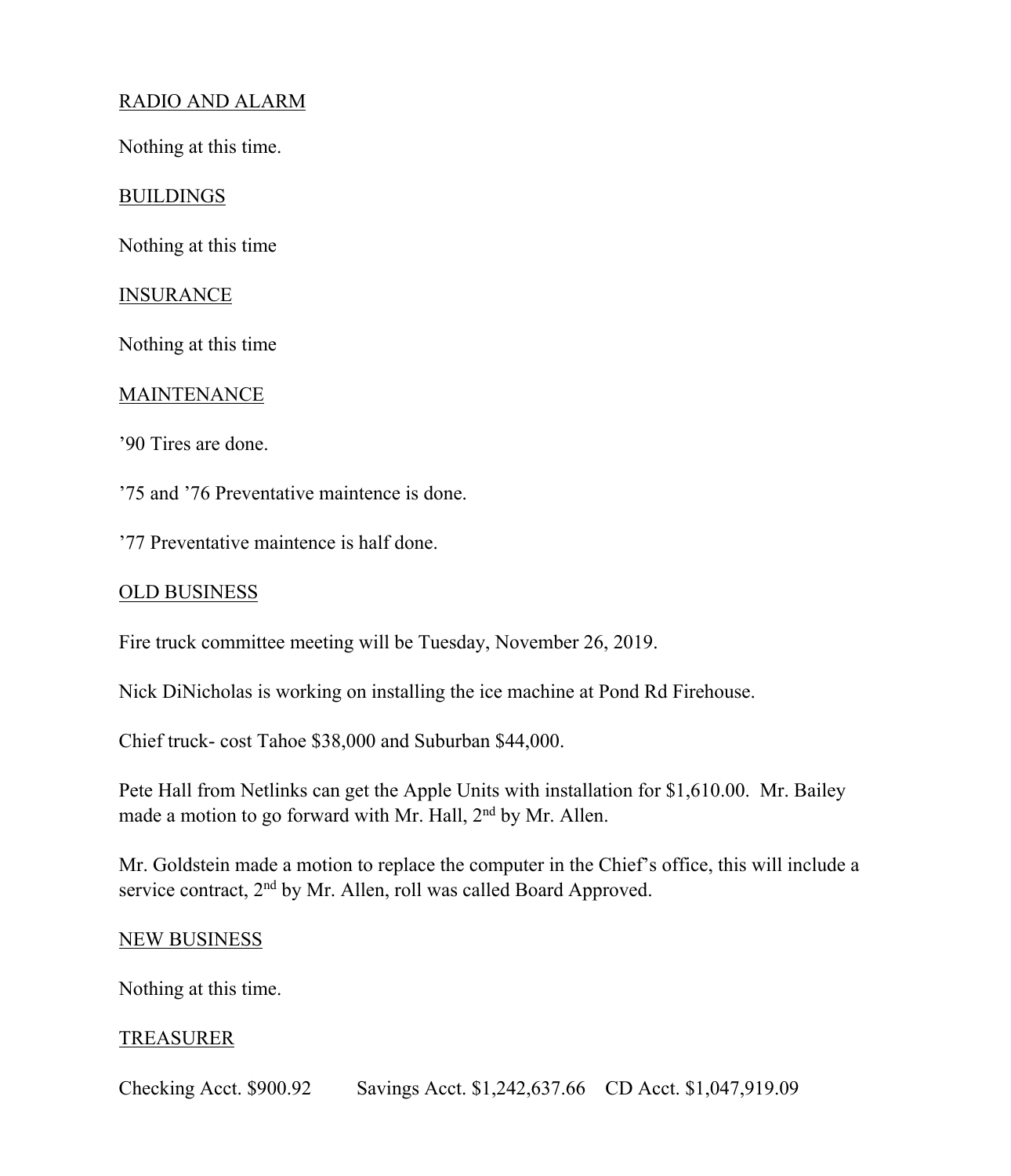RADIO AND ALARM

Nothing at this time.

BUILDINGS

Nothing at this time

INSURANCE

Nothing at this time

MAINTENANCE

’90 Tires are done.

’75 and ’76 Preventative maintence is done.

’77 Preventative maintence is half done.

OLD BUSINESS

Fire truck committee meeting will be Tuesday, November 26, 2019.

Nick DiNicholas is working on installing the ice machine at Pond Rd Firehouse.

Chief truck- cost Tahoe $38,000 and Suburban $44,000.

Pete Hall from Netlinks can get the Apple Units with installation for $1,610.00. Mr. Bailey made a motion to go forward with Mr. Hall, 2nd by Mr. Allen.

Mr. Goldstein made a motion to replace the computer in the Chief’s office, this will include a service contract, 2nd by Mr. Allen, roll was called Board Approved.

NEW BUSINESS

Nothing at this time.

TREASURER

Checking Acct. $900.92 Savings Acct. $1,242,637.66 CD Acct. $1,047,919.09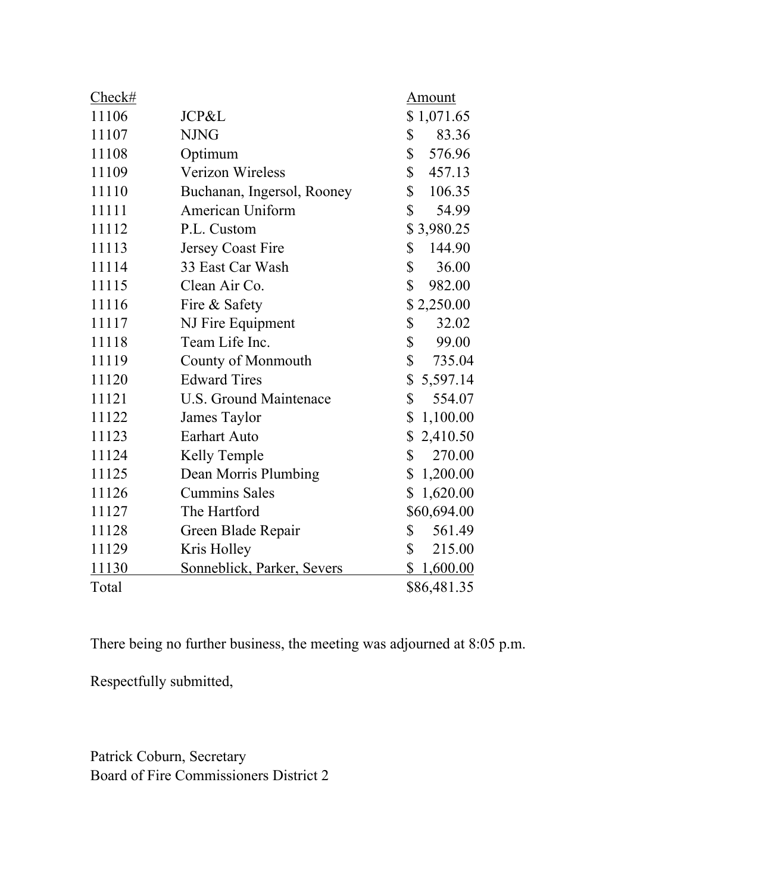| Check# | | Amount |
|---|---|---|
| 11106 | JCP&L | $ 1,071.65 |
| 11107 | NJNG | $ 83.36 |
| 11108 | Optimum | $ 576.96 |
| 11109 | Verizon Wireless | $ 457.13 |
| 11110 | Buchanan, Ingersol, Rooney | $ 106.35 |
| 11111 | American Uniform | $ 54.99 |
| 11112 | P.L. Custom | $ 3,980.25 |
| 11113 | Jersey Coast Fire | $ 144.90 |
| 11114 | 33 East Car Wash | $ 36.00 |
| 11115 | Clean Air Co. | $ 982.00 |
| 11116 | Fire & Safety | $ 2,250.00 |
| 11117 | NJ Fire Equipment | $ 32.02 |
| 11118 | Team Life Inc. | $ 99.00 |
| 11119 | County of Monmouth | $ 735.04 |
| 11120 | Edward Tires | $ 5,597.14 |
| 11121 | U.S. Ground Maintenace | $ 554.07 |
| 11122 | James Taylor | $ 1,100.00 |
| 11123 | Earhart Auto | $ 2,410.50 |
| 11124 | Kelly Temple | $ 270.00 |
| 11125 | Dean Morris Plumbing | $ 1,200.00 |
| 11126 | Cummins Sales | $ 1,620.00 |
| 11127 | The Hartford | $60,694.00 |
| 11128 | Green Blade Repair | $ 561.49 |
| 11129 | Kris Holley | $ 215.00 |
| 11130 | Sonneblick, Parker, Severs | $ 1,600.00 |
| Total | | $86,481.35 |

There being no further business, the meeting was adjourned at 8:05 p.m.

Respectfully submitted,

Patrick Coburn, Secretary
Board of Fire Commissioners District 2